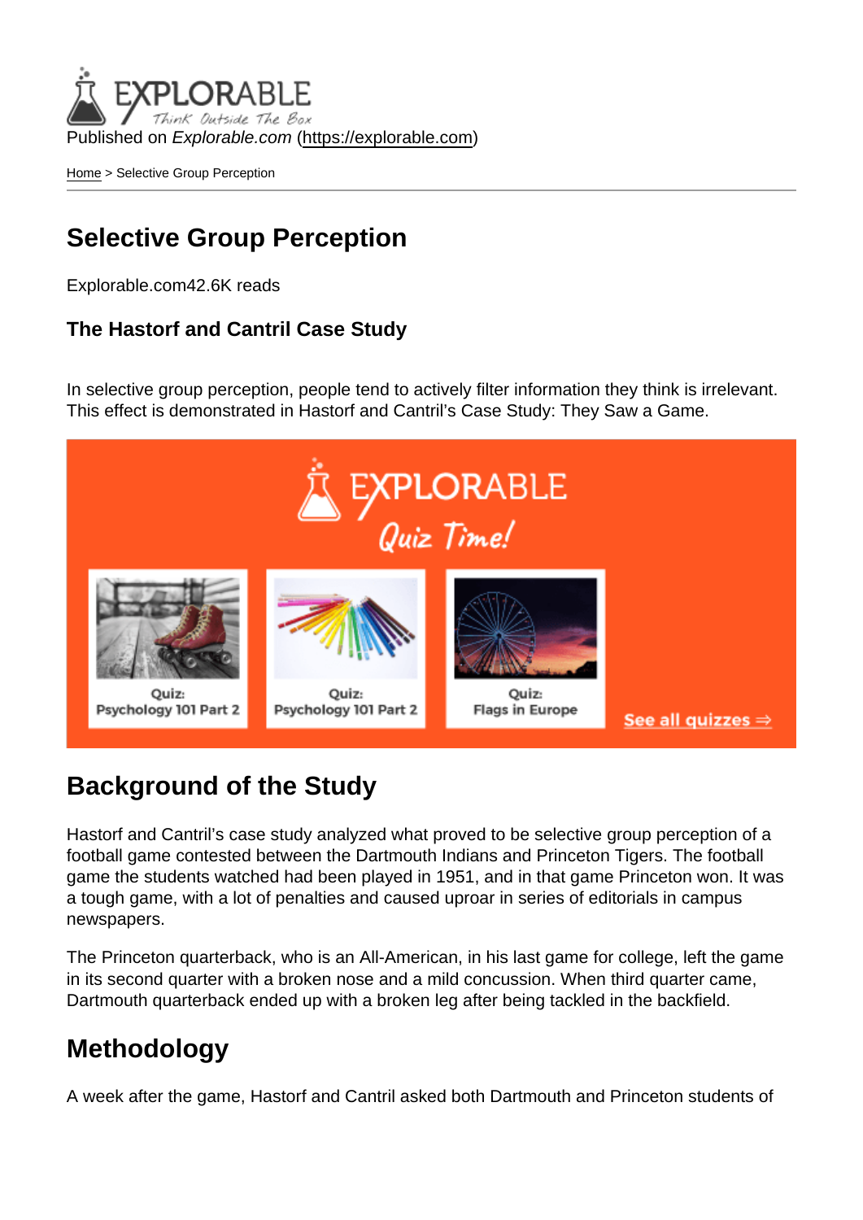Published on *Explorable.com* (https://explorable.com)

Home > Selective Group Perception

# Selective Group Perception

Explorable.com42.6K reads

### The Hastorf and Cantril Case Study

In selective group perception, people tend to actively filter information they think is irrelevant. This effect is demonstrated in Hastorf and Cantril's Case Study: They Saw a Game.

## Background of the Study

Hastorf and Cantril's case study analyzed what proved to be selective group perception of a football game contested between the Dartmouth Indians and Princeton Tigers. The football game the students watched had been played in 1951, and in that game Princeton won. It was a tough game, with a lot of penalties and caused uproar in series of editorials in campus newspapers.

The Princeton quarterback, who is an All-American, in his last game for college, left the game in its second quarter with a broken nose and a mild concussion. When third quarter came, Dartmouth quarterback ended up with a broken leg after being tackled in the backfield.

## Methodology

A week after the game, Hastorf and Cantril asked both Dartmouth and Princeton students of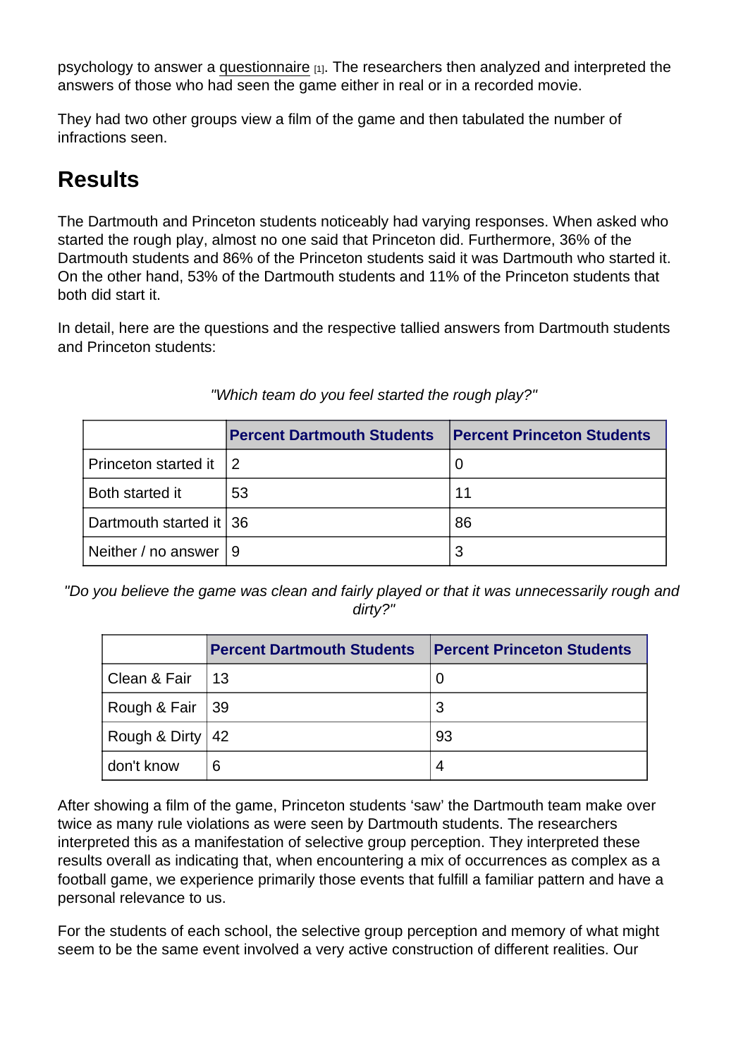psychology to answer a questionnaire [1]. The researchers then analyzed and interpreted the answers of those who had seen the game either in real or in a recorded movie.

They had two other groups view a film of the game and then tabulated the number of infractions seen.

## Results

The Dartmouth and Princeton students noticeably had varying responses. When asked who started the rough play, almost no one said that Princeton did. Furthermore, 36% of the Dartmouth students and 86% of the Princeton students said it was Dartmouth who started it. On the other hand, 53% of the Dartmouth students and 11% of the Princeton students that both did start it.

In detail, here are the questions and the respective tallied answers from Dartmouth students and Princeton students:

*"Which team do you feel started the rough play?"*

| | Percent Dartmouth Students | Percent Princeton Students |
|---|---|---|
| Princeton started it | 2 | 0 |
| Both started it | 53 | 11 |
| Dartmouth started it | 36 | 86 |
| Neither / no answer | 9 | 3 |

*"Do you believe the game was clean and fairly played or that it was unnecessarily rough and dirty?"*

| | Percent Dartmouth Students | Percent Princeton Students |
|---|---|---|
| Clean & Fair | 13 | 0 |
| Rough & Fair | 39 | 3 |
| Rough & Dirty | 42 | 93 |
| don't know | 6 | 4 |

After showing a film of the game, Princeton students 'saw' the Dartmouth team make over twice as many rule violations as were seen by Dartmouth students. The researchers interpreted this as a manifestation of selective group perception. They interpreted these results overall as indicating that, when encountering a mix of occurrences as complex as a football game, we experience primarily those events that fulfill a familiar pattern and have a personal relevance to us.

For the students of each school, the selective group perception and memory of what might seem to be the same event involved a very active construction of different realities. Our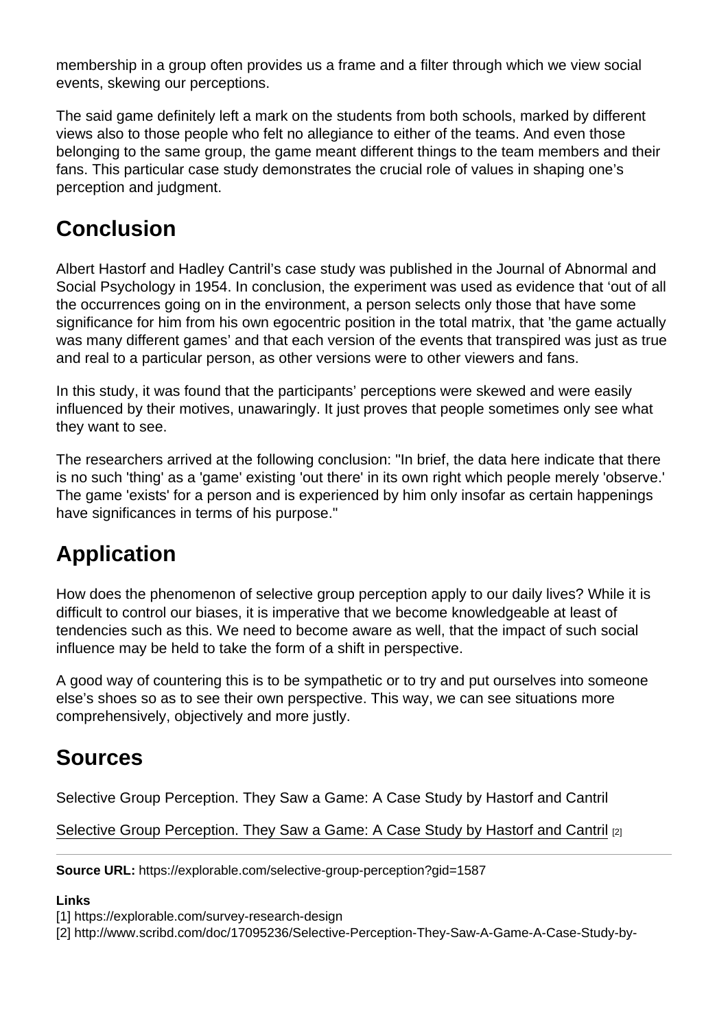membership in a group often provides us a frame and a filter through which we view social events, skewing our perceptions.

The said game definitely left a mark on the students from both schools, marked by different views also to those people who felt no allegiance to either of the teams. And even those belonging to the same group, the game meant different things to the team members and their fans. This particular case study demonstrates the crucial role of values in shaping one's perception and judgment.

## Conclusion

Albert Hastorf and Hadley Cantril's case study was published in the Journal of Abnormal and Social Psychology in 1954. In conclusion, the experiment was used as evidence that 'out of all the occurrences going on in the environment, a person selects only those that have some significance for him from his own egocentric position in the total matrix, that 'the game actually was many different games' and that each version of the events that transpired was just as true and real to a particular person, as other versions were to other viewers and fans.

In this study, it was found that the participants' perceptions were skewed and were easily influenced by their motives, unawaringly. It just proves that people sometimes only see what they want to see.

The researchers arrived at the following conclusion: "In brief, the data here indicate that there is no such 'thing' as a 'game' existing 'out there' in its own right which people merely 'observe.' The game 'exists' for a person and is experienced by him only insofar as certain happenings have significances in terms of his purpose."

## Application

How does the phenomenon of selective group perception apply to our daily lives? While it is difficult to control our biases, it is imperative that we become knowledgeable at least of tendencies such as this. We need to become aware as well, that the impact of such social influence may be held to take the form of a shift in perspective.

A good way of countering this is to be sympathetic or to try and put ourselves into someone else's shoes so as to see their own perspective. This way, we can see situations more comprehensively, objectively and more justly.

## Sources

Selective Group Perception. They Saw a Game: A Case Study by Hastorf and Cantril

Selective Group Perception. They Saw a Game: A Case Study by Hastorf and Cantril [2]

---

**Source URL:** https://explorable.com/selective-group-perception?gid=1587

**Links**
[1] https://explorable.com/survey-research-design
[2] http://www.scribd.com/doc/17095236/Selective-Perception-They-Saw-A-Game-A-Case-Study-by-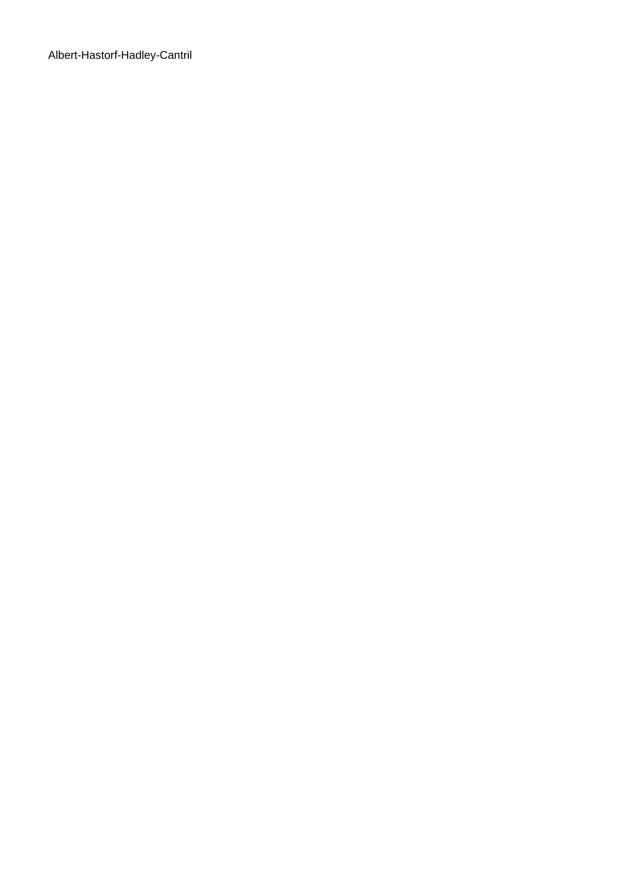Albert-Hastorf-Hadley-Cantril